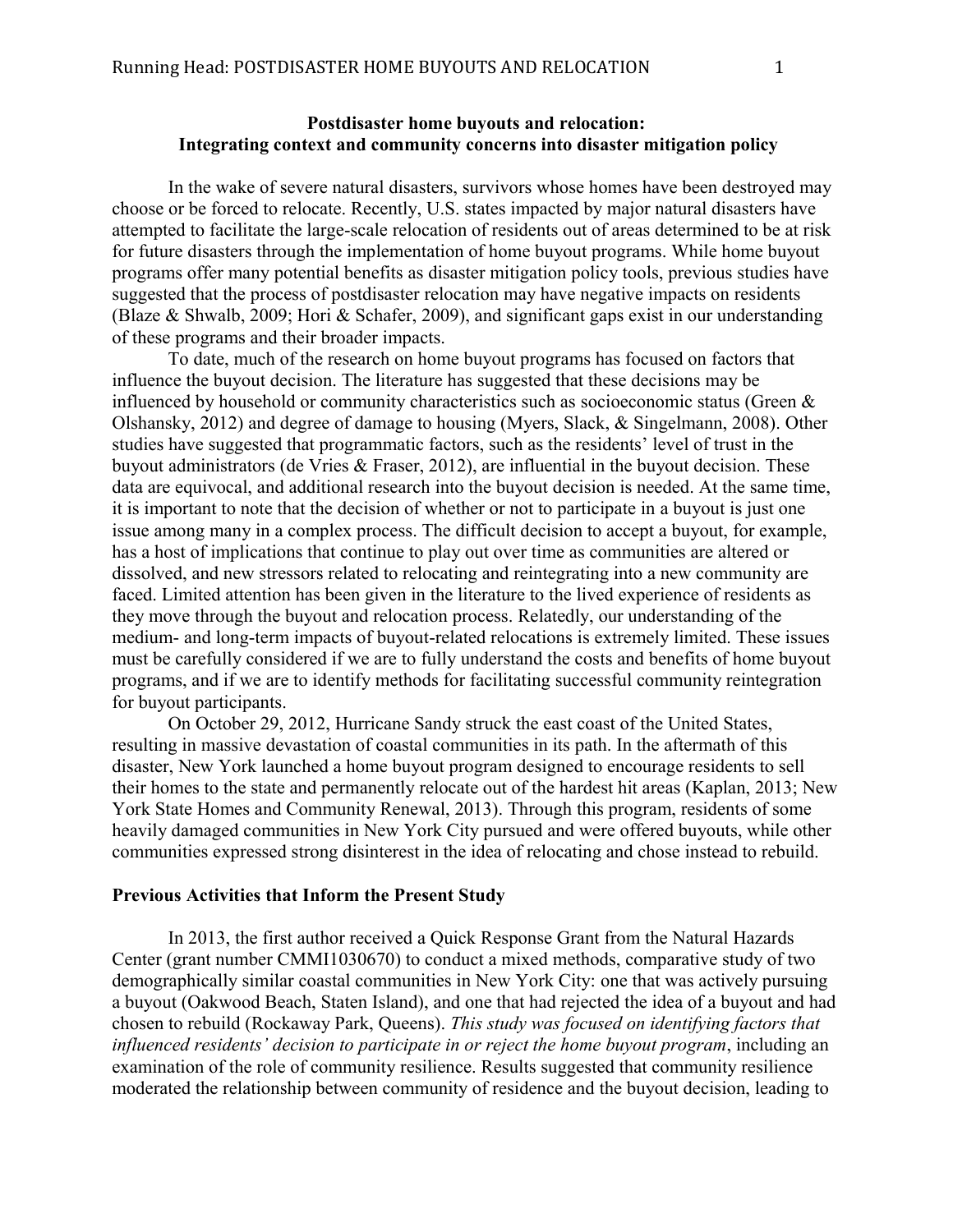**Postdisaster home buyouts and relocation:**
**Integrating context and community concerns into disaster mitigation policy**

In the wake of severe natural disasters, survivors whose homes have been destroyed may choose or be forced to relocate. Recently, U.S. states impacted by major natural disasters have attempted to facilitate the large-scale relocation of residents out of areas determined to be at risk for future disasters through the implementation of home buyout programs. While home buyout programs offer many potential benefits as disaster mitigation policy tools, previous studies have suggested that the process of postdisaster relocation may have negative impacts on residents (Blaze & Shwalb, 2009; Hori & Schafer, 2009), and significant gaps exist in our understanding of these programs and their broader impacts.

To date, much of the research on home buyout programs has focused on factors that influence the buyout decision. The literature has suggested that these decisions may be influenced by household or community characteristics such as socioeconomic status (Green & Olshansky, 2012) and degree of damage to housing (Myers, Slack, & Singelmann, 2008). Other studies have suggested that programmatic factors, such as the residents' level of trust in the buyout administrators (de Vries & Fraser, 2012), are influential in the buyout decision. These data are equivocal, and additional research into the buyout decision is needed. At the same time, it is important to note that the decision of whether or not to participate in a buyout is just one issue among many in a complex process. The difficult decision to accept a buyout, for example, has a host of implications that continue to play out over time as communities are altered or dissolved, and new stressors related to relocating and reintegrating into a new community are faced. Limited attention has been given in the literature to the lived experience of residents as they move through the buyout and relocation process. Relatedly, our understanding of the medium- and long-term impacts of buyout-related relocations is extremely limited. These issues must be carefully considered if we are to fully understand the costs and benefits of home buyout programs, and if we are to identify methods for facilitating successful community reintegration for buyout participants.

On October 29, 2012, Hurricane Sandy struck the east coast of the United States, resulting in massive devastation of coastal communities in its path. In the aftermath of this disaster, New York launched a home buyout program designed to encourage residents to sell their homes to the state and permanently relocate out of the hardest hit areas (Kaplan, 2013; New York State Homes and Community Renewal, 2013). Through this program, residents of some heavily damaged communities in New York City pursued and were offered buyouts, while other communities expressed strong disinterest in the idea of relocating and chose instead to rebuild.

## Previous Activities that Inform the Present Study

In 2013, the first author received a Quick Response Grant from the Natural Hazards Center (grant number CMMI1030670) to conduct a mixed methods, comparative study of two demographically similar coastal communities in New York City: one that was actively pursuing a buyout (Oakwood Beach, Staten Island), and one that had rejected the idea of a buyout and had chosen to rebuild (Rockaway Park, Queens). *This study was focused on identifying factors that influenced residents' decision to participate in or reject the home buyout program*, including an examination of the role of community resilience. Results suggested that community resilience moderated the relationship between community of residence and the buyout decision, leading to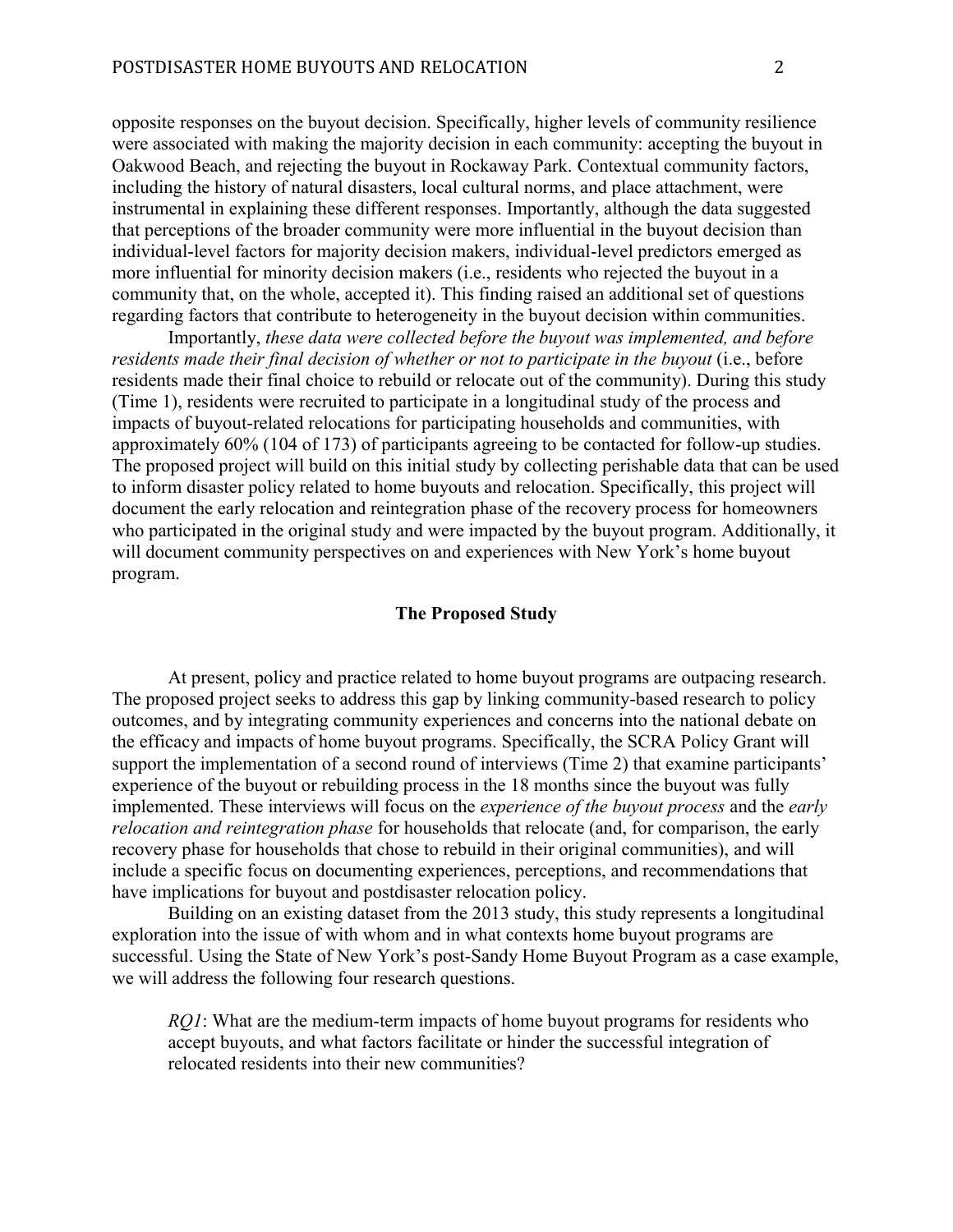opposite responses on the buyout decision. Specifically, higher levels of community resilience were associated with making the majority decision in each community: accepting the buyout in Oakwood Beach, and rejecting the buyout in Rockaway Park. Contextual community factors, including the history of natural disasters, local cultural norms, and place attachment, were instrumental in explaining these different responses. Importantly, although the data suggested that perceptions of the broader community were more influential in the buyout decision than individual-level factors for majority decision makers, individual-level predictors emerged as more influential for minority decision makers (i.e., residents who rejected the buyout in a community that, on the whole, accepted it). This finding raised an additional set of questions regarding factors that contribute to heterogeneity in the buyout decision within communities.

Importantly, *these data were collected before the buyout was implemented, and before residents made their final decision of whether or not to participate in the buyout* (i.e., before residents made their final choice to rebuild or relocate out of the community). During this study (Time 1), residents were recruited to participate in a longitudinal study of the process and impacts of buyout-related relocations for participating households and communities, with approximately 60% (104 of 173) of participants agreeing to be contacted for follow-up studies. The proposed project will build on this initial study by collecting perishable data that can be used to inform disaster policy related to home buyouts and relocation. Specifically, this project will document the early relocation and reintegration phase of the recovery process for homeowners who participated in the original study and were impacted by the buyout program. Additionally, it will document community perspectives on and experiences with New York's home buyout program.

## The Proposed Study

At present, policy and practice related to home buyout programs are outpacing research. The proposed project seeks to address this gap by linking community-based research to policy outcomes, and by integrating community experiences and concerns into the national debate on the efficacy and impacts of home buyout programs. Specifically, the SCRA Policy Grant will support the implementation of a second round of interviews (Time 2) that examine participants' experience of the buyout or rebuilding process in the 18 months since the buyout was fully implemented. These interviews will focus on the *experience of the buyout process* and the *early relocation and reintegration phase* for households that relocate (and, for comparison, the early recovery phase for households that chose to rebuild in their original communities), and will include a specific focus on documenting experiences, perceptions, and recommendations that have implications for buyout and postdisaster relocation policy.

Building on an existing dataset from the 2013 study, this study represents a longitudinal exploration into the issue of with whom and in what contexts home buyout programs are successful. Using the State of New York's post-Sandy Home Buyout Program as a case example, we will address the following four research questions.

> *RQ1*: What are the medium-term impacts of home buyout programs for residents who accept buyouts, and what factors facilitate or hinder the successful integration of relocated residents into their new communities?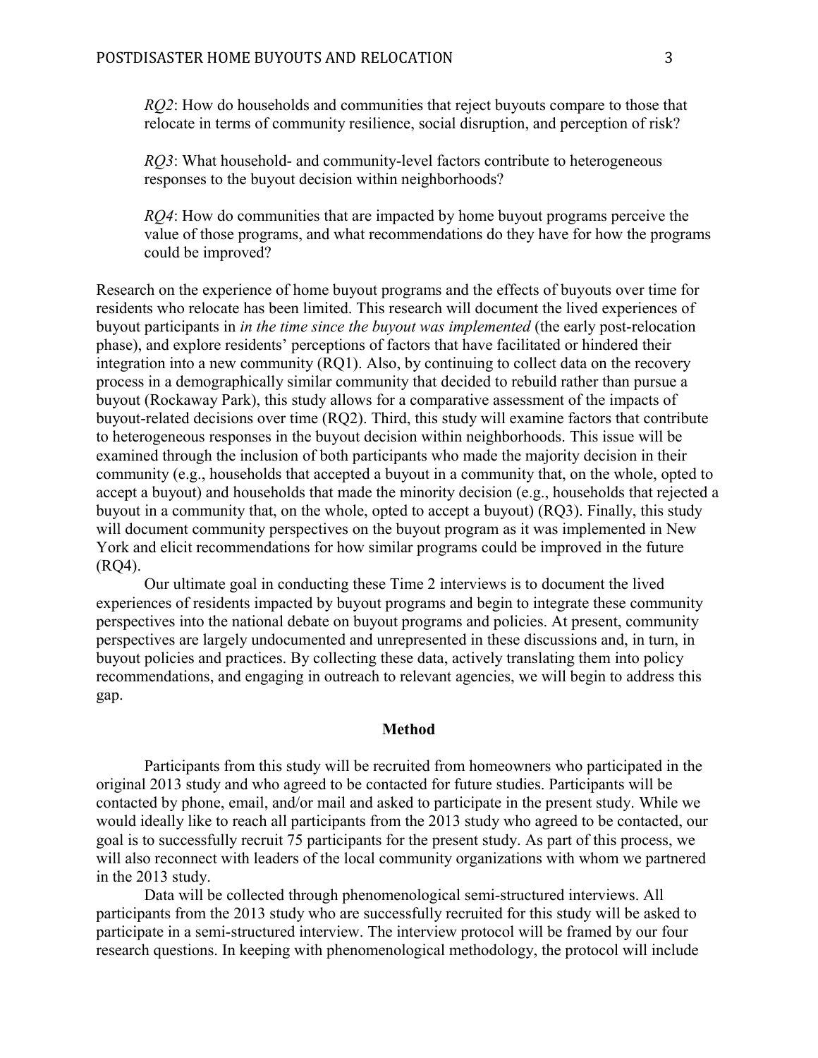*RQ2*: How do households and communities that reject buyouts compare to those that relocate in terms of community resilience, social disruption, and perception of risk?

*RQ3*: What household- and community-level factors contribute to heterogeneous responses to the buyout decision within neighborhoods?

*RQ4*: How do communities that are impacted by home buyout programs perceive the value of those programs, and what recommendations do they have for how the programs could be improved?

Research on the experience of home buyout programs and the effects of buyouts over time for residents who relocate has been limited. This research will document the lived experiences of buyout participants in *in the time since the buyout was implemented* (the early post-relocation phase), and explore residents' perceptions of factors that have facilitated or hindered their integration into a new community (RQ1). Also, by continuing to collect data on the recovery process in a demographically similar community that decided to rebuild rather than pursue a buyout (Rockaway Park), this study allows for a comparative assessment of the impacts of buyout-related decisions over time (RQ2). Third, this study will examine factors that contribute to heterogeneous responses in the buyout decision within neighborhoods. This issue will be examined through the inclusion of both participants who made the majority decision in their community (e.g., households that accepted a buyout in a community that, on the whole, opted to accept a buyout) and households that made the minority decision (e.g., households that rejected a buyout in a community that, on the whole, opted to accept a buyout) (RQ3). Finally, this study will document community perspectives on the buyout program as it was implemented in New York and elicit recommendations for how similar programs could be improved in the future (RQ4).

Our ultimate goal in conducting these Time 2 interviews is to document the lived experiences of residents impacted by buyout programs and begin to integrate these community perspectives into the national debate on buyout programs and policies. At present, community perspectives are largely undocumented and unrepresented in these discussions and, in turn, in buyout policies and practices. By collecting these data, actively translating them into policy recommendations, and engaging in outreach to relevant agencies, we will begin to address this gap.

## Method

Participants from this study will be recruited from homeowners who participated in the original 2013 study and who agreed to be contacted for future studies. Participants will be contacted by phone, email, and/or mail and asked to participate in the present study. While we would ideally like to reach all participants from the 2013 study who agreed to be contacted, our goal is to successfully recruit 75 participants for the present study. As part of this process, we will also reconnect with leaders of the local community organizations with whom we partnered in the 2013 study.

Data will be collected through phenomenological semi-structured interviews. All participants from the 2013 study who are successfully recruited for this study will be asked to participate in a semi-structured interview. The interview protocol will be framed by our four research questions. In keeping with phenomenological methodology, the protocol will include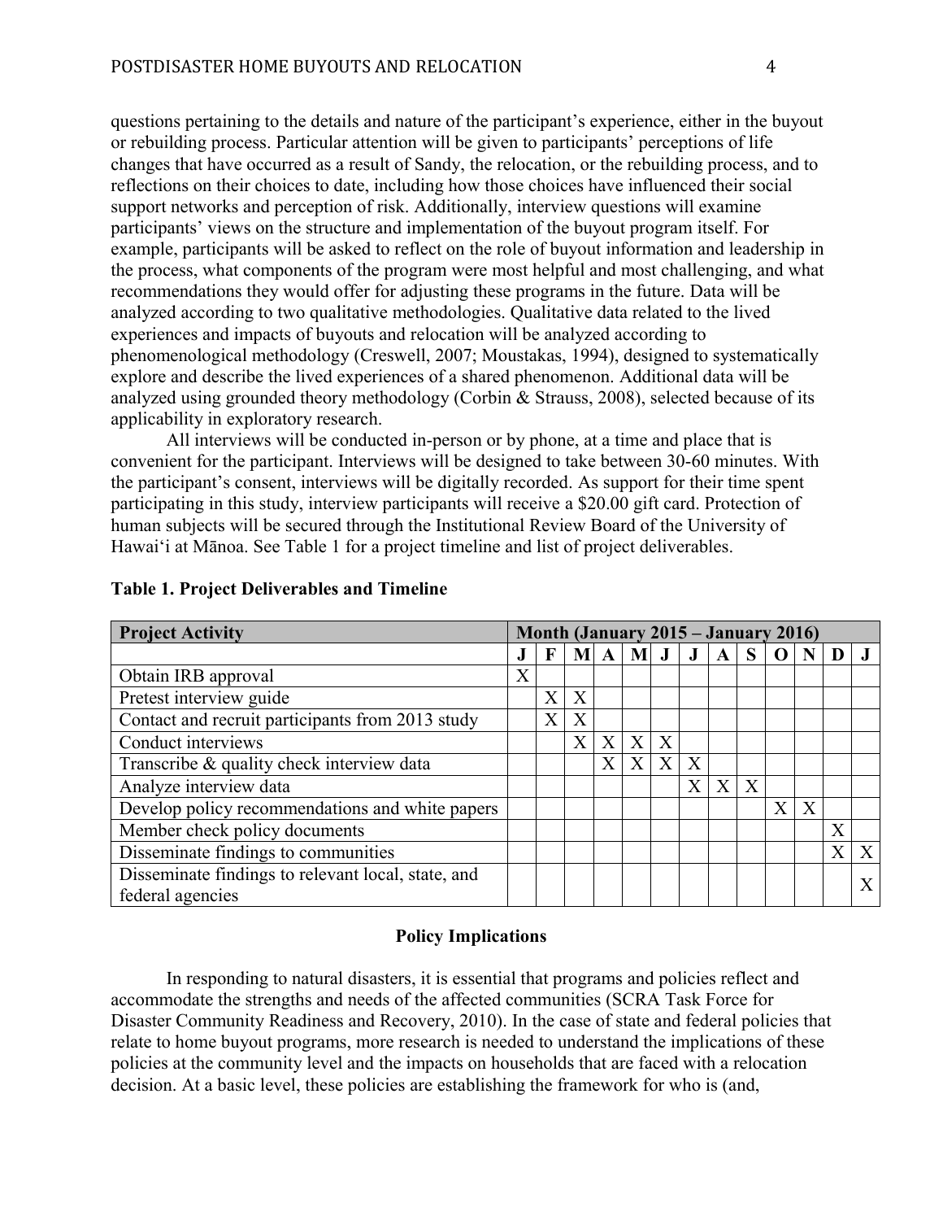questions pertaining to the details and nature of the participant's experience, either in the buyout or rebuilding process. Particular attention will be given to participants' perceptions of life changes that have occurred as a result of Sandy, the relocation, or the rebuilding process, and to reflections on their choices to date, including how those choices have influenced their social support networks and perception of risk. Additionally, interview questions will examine participants' views on the structure and implementation of the buyout program itself. For example, participants will be asked to reflect on the role of buyout information and leadership in the process, what components of the program were most helpful and most challenging, and what recommendations they would offer for adjusting these programs in the future. Data will be analyzed according to two qualitative methodologies. Qualitative data related to the lived experiences and impacts of buyouts and relocation will be analyzed according to phenomenological methodology (Creswell, 2007; Moustakas, 1994), designed to systematically explore and describe the lived experiences of a shared phenomenon. Additional data will be analyzed using grounded theory methodology (Corbin & Strauss, 2008), selected because of its applicability in exploratory research.

All interviews will be conducted in-person or by phone, at a time and place that is convenient for the participant. Interviews will be designed to take between 30-60 minutes. With the participant's consent, interviews will be digitally recorded. As support for their time spent participating in this study, interview participants will receive a $20.00 gift card. Protection of human subjects will be secured through the Institutional Review Board of the University of Hawaiʻi at Mānoa. See Table 1 for a project timeline and list of project deliverables.

**Table 1. Project Deliverables and Timeline**

| Project Activity | Month (January 2015 – January 2016) | | | | | | | | | | | | |
|---|---|---|---|---|---|---|---|---|---|---|---|---|---|
| | J | F | M | A | M | J | J | A | S | O | N | D | J |
| Obtain IRB approval | X | | | | | | | | | | | | |
| Pretest interview guide | | X | X | | | | | | | | | | |
| Contact and recruit participants from 2013 study | | X | X | | | | | | | | | | |
| Conduct interviews | | | X | X | X | X | | | | | | | |
| Transcribe & quality check interview data | | | | X | X | X | X | | | | | | |
| Analyze interview data | | | | | | | X | X | X | | | | |
| Develop policy recommendations and white papers | | | | | | | | | | X | X | | |
| Member check policy documents | | | | | | | | | | | | X | |
| Disseminate findings to communities | | | | | | | | | | | | X | X |
| Disseminate findings to relevant local, state, and federal agencies | | | | | | | | | | | | | X |

## Policy Implications

In responding to natural disasters, it is essential that programs and policies reflect and accommodate the strengths and needs of the affected communities (SCRA Task Force for Disaster Community Readiness and Recovery, 2010). In the case of state and federal policies that relate to home buyout programs, more research is needed to understand the implications of these policies at the community level and the impacts on households that are faced with a relocation decision. At a basic level, these policies are establishing the framework for who is (and,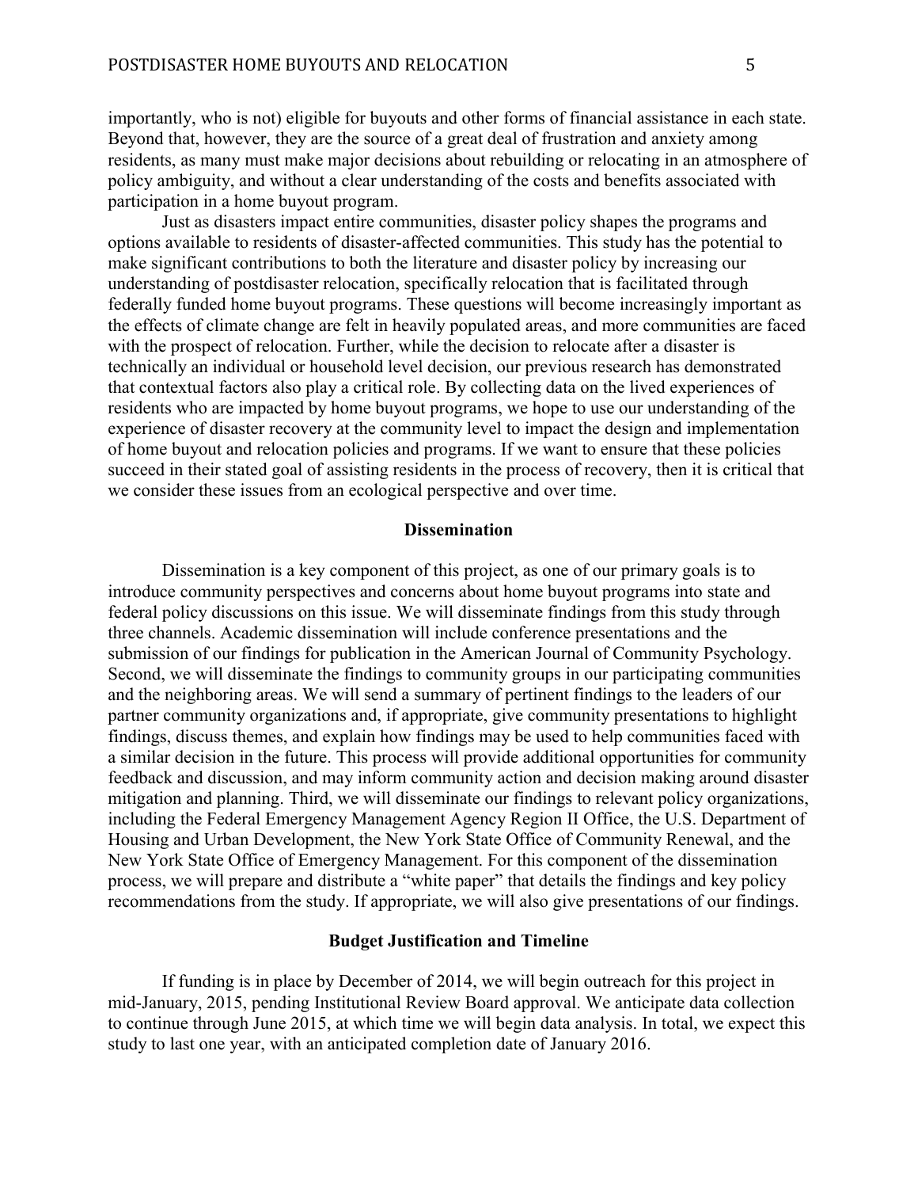importantly, who is not) eligible for buyouts and other forms of financial assistance in each state. Beyond that, however, they are the source of a great deal of frustration and anxiety among residents, as many must make major decisions about rebuilding or relocating in an atmosphere of policy ambiguity, and without a clear understanding of the costs and benefits associated with participation in a home buyout program.

Just as disasters impact entire communities, disaster policy shapes the programs and options available to residents of disaster-affected communities. This study has the potential to make significant contributions to both the literature and disaster policy by increasing our understanding of postdisaster relocation, specifically relocation that is facilitated through federally funded home buyout programs. These questions will become increasingly important as the effects of climate change are felt in heavily populated areas, and more communities are faced with the prospect of relocation. Further, while the decision to relocate after a disaster is technically an individual or household level decision, our previous research has demonstrated that contextual factors also play a critical role. By collecting data on the lived experiences of residents who are impacted by home buyout programs, we hope to use our understanding of the experience of disaster recovery at the community level to impact the design and implementation of home buyout and relocation policies and programs. If we want to ensure that these policies succeed in their stated goal of assisting residents in the process of recovery, then it is critical that we consider these issues from an ecological perspective and over time.

## Dissemination

Dissemination is a key component of this project, as one of our primary goals is to introduce community perspectives and concerns about home buyout programs into state and federal policy discussions on this issue. We will disseminate findings from this study through three channels. Academic dissemination will include conference presentations and the submission of our findings for publication in the American Journal of Community Psychology. Second, we will disseminate the findings to community groups in our participating communities and the neighboring areas. We will send a summary of pertinent findings to the leaders of our partner community organizations and, if appropriate, give community presentations to highlight findings, discuss themes, and explain how findings may be used to help communities faced with a similar decision in the future. This process will provide additional opportunities for community feedback and discussion, and may inform community action and decision making around disaster mitigation and planning. Third, we will disseminate our findings to relevant policy organizations, including the Federal Emergency Management Agency Region II Office, the U.S. Department of Housing and Urban Development, the New York State Office of Community Renewal, and the New York State Office of Emergency Management. For this component of the dissemination process, we will prepare and distribute a "white paper" that details the findings and key policy recommendations from the study. If appropriate, we will also give presentations of our findings.

## Budget Justification and Timeline

If funding is in place by December of 2014, we will begin outreach for this project in mid-January, 2015, pending Institutional Review Board approval. We anticipate data collection to continue through June 2015, at which time we will begin data analysis. In total, we expect this study to last one year, with an anticipated completion date of January 2016.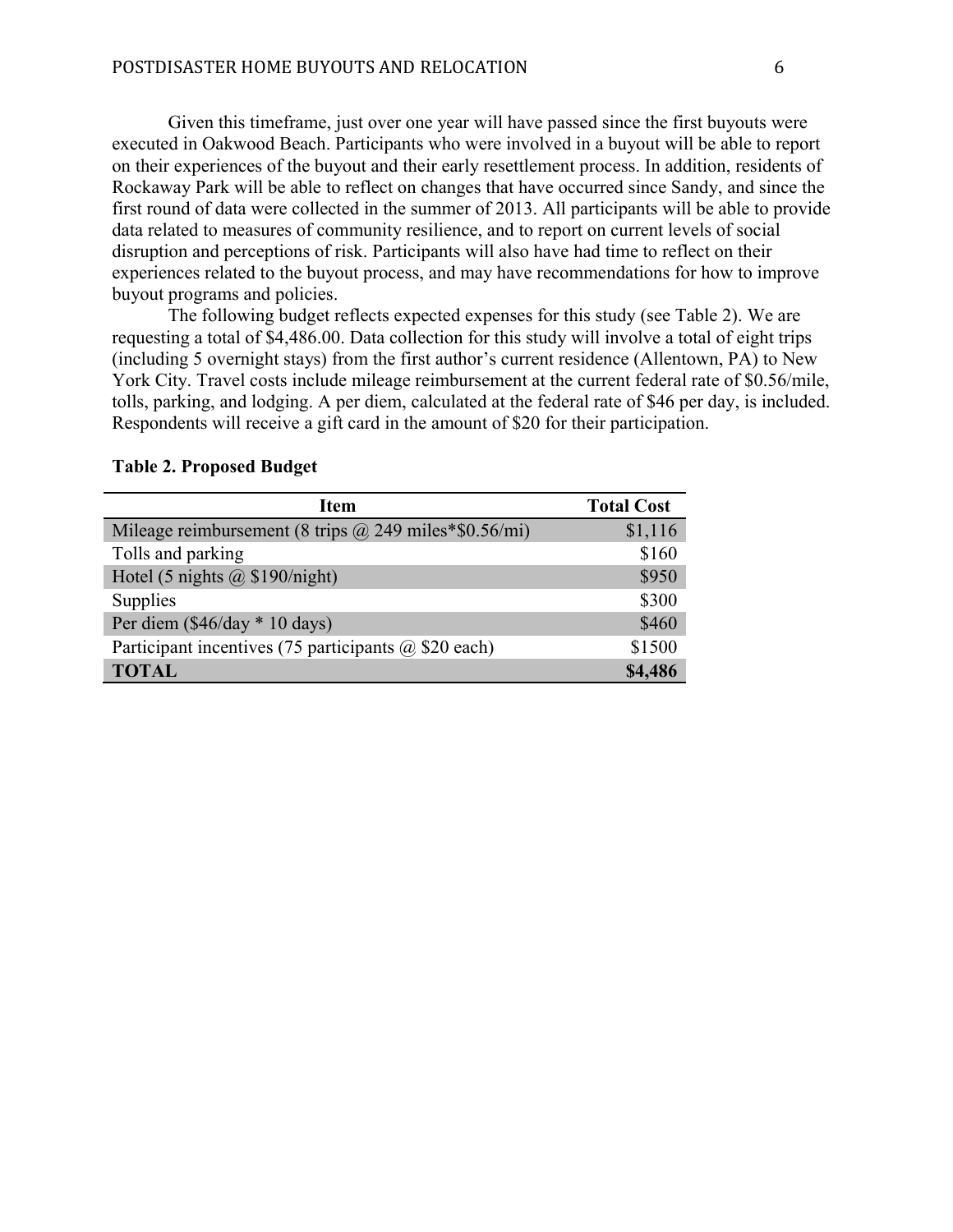Given this timeframe, just over one year will have passed since the first buyouts were executed in Oakwood Beach. Participants who were involved in a buyout will be able to report on their experiences of the buyout and their early resettlement process. In addition, residents of Rockaway Park will be able to reflect on changes that have occurred since Sandy, and since the first round of data were collected in the summer of 2013. All participants will be able to provide data related to measures of community resilience, and to report on current levels of social disruption and perceptions of risk. Participants will also have had time to reflect on their experiences related to the buyout process, and may have recommendations for how to improve buyout programs and policies.

The following budget reflects expected expenses for this study (see Table 2). We are requesting a total of $4,486.00. Data collection for this study will involve a total of eight trips (including 5 overnight stays) from the first author's current residence (Allentown, PA) to New York City. Travel costs include mileage reimbursement at the current federal rate of $0.56/mile, tolls, parking, and lodging. A per diem, calculated at the federal rate of $46 per day, is included. Respondents will receive a gift card in the amount of $20 for their participation.

**Table 2. Proposed Budget**

| Item | Total Cost |
|---|---:|
| Mileage reimbursement (8 trips @ 249 miles*$0.56/mi) | $1,116 |
| Tolls and parking | $160 |
| Hotel (5 nights @ $190/night) | $950 |
| Supplies | $300 |
| Per diem ($46/day * 10 days) | $460 |
| Participant incentives (75 participants @ $20 each) | $1500 |
| **TOTAL** | **$4,486** |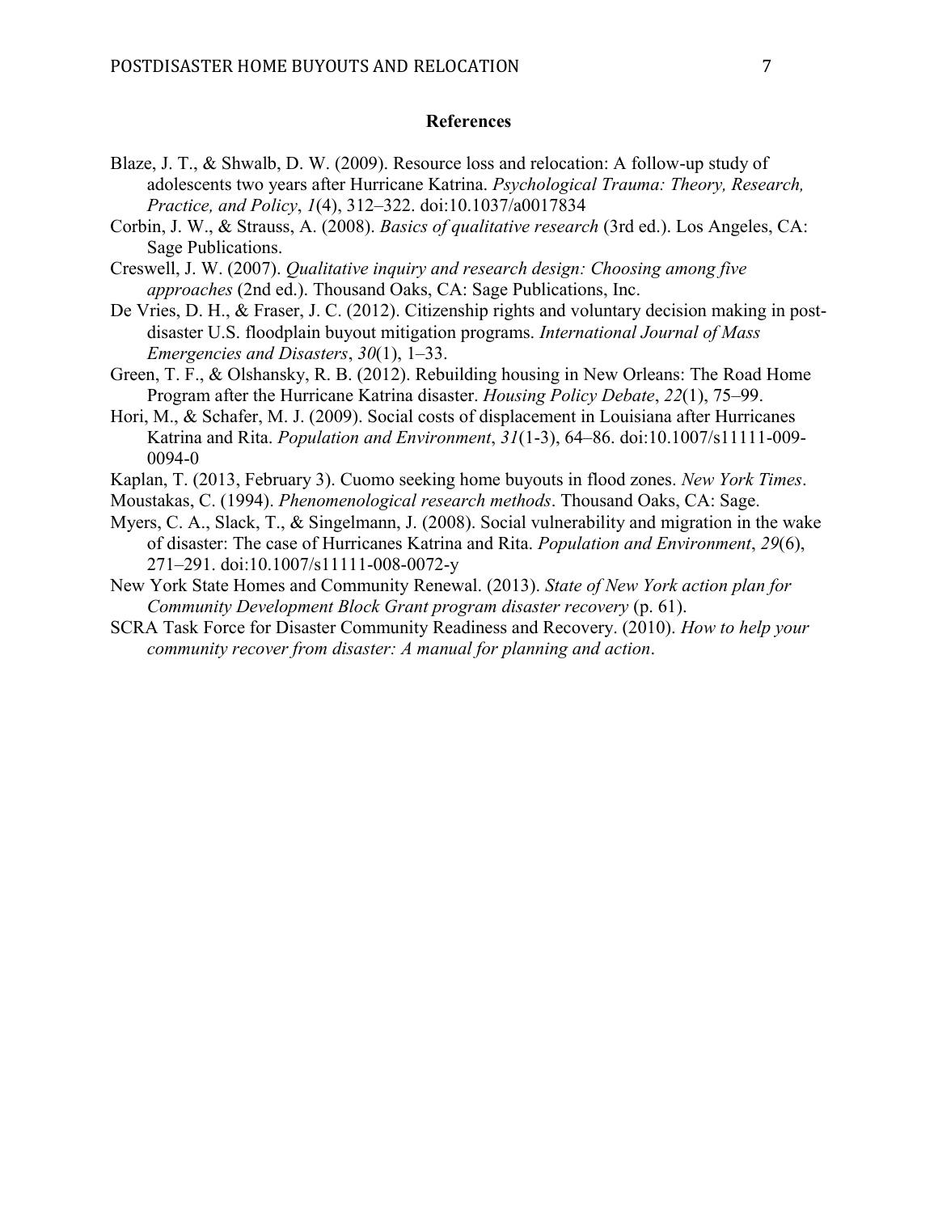## References

Blaze, J. T., & Shwalb, D. W. (2009). Resource loss and relocation: A follow-up study of adolescents two years after Hurricane Katrina. *Psychological Trauma: Theory, Research, Practice, and Policy*, *1*(4), 312–322. doi:10.1037/a0017834

Corbin, J. W., & Strauss, A. (2008). *Basics of qualitative research* (3rd ed.). Los Angeles, CA: Sage Publications.

Creswell, J. W. (2007). *Qualitative inquiry and research design: Choosing among five approaches* (2nd ed.). Thousand Oaks, CA: Sage Publications, Inc.

De Vries, D. H., & Fraser, J. C. (2012). Citizenship rights and voluntary decision making in post-disaster U.S. floodplain buyout mitigation programs. *International Journal of Mass Emergencies and Disasters*, *30*(1), 1–33.

Green, T. F., & Olshansky, R. B. (2012). Rebuilding housing in New Orleans: The Road Home Program after the Hurricane Katrina disaster. *Housing Policy Debate*, *22*(1), 75–99.

Hori, M., & Schafer, M. J. (2009). Social costs of displacement in Louisiana after Hurricanes Katrina and Rita. *Population and Environment*, *31*(1-3), 64–86. doi:10.1007/s11111-009-0094-0

Kaplan, T. (2013, February 3). Cuomo seeking home buyouts in flood zones. *New York Times*.

Moustakas, C. (1994). *Phenomenological research methods*. Thousand Oaks, CA: Sage.

Myers, C. A., Slack, T., & Singelmann, J. (2008). Social vulnerability and migration in the wake of disaster: The case of Hurricanes Katrina and Rita. *Population and Environment*, *29*(6), 271–291. doi:10.1007/s11111-008-0072-y

New York State Homes and Community Renewal. (2013). *State of New York action plan for Community Development Block Grant program disaster recovery* (p. 61).

SCRA Task Force for Disaster Community Readiness and Recovery. (2010). *How to help your community recover from disaster: A manual for planning and action*.